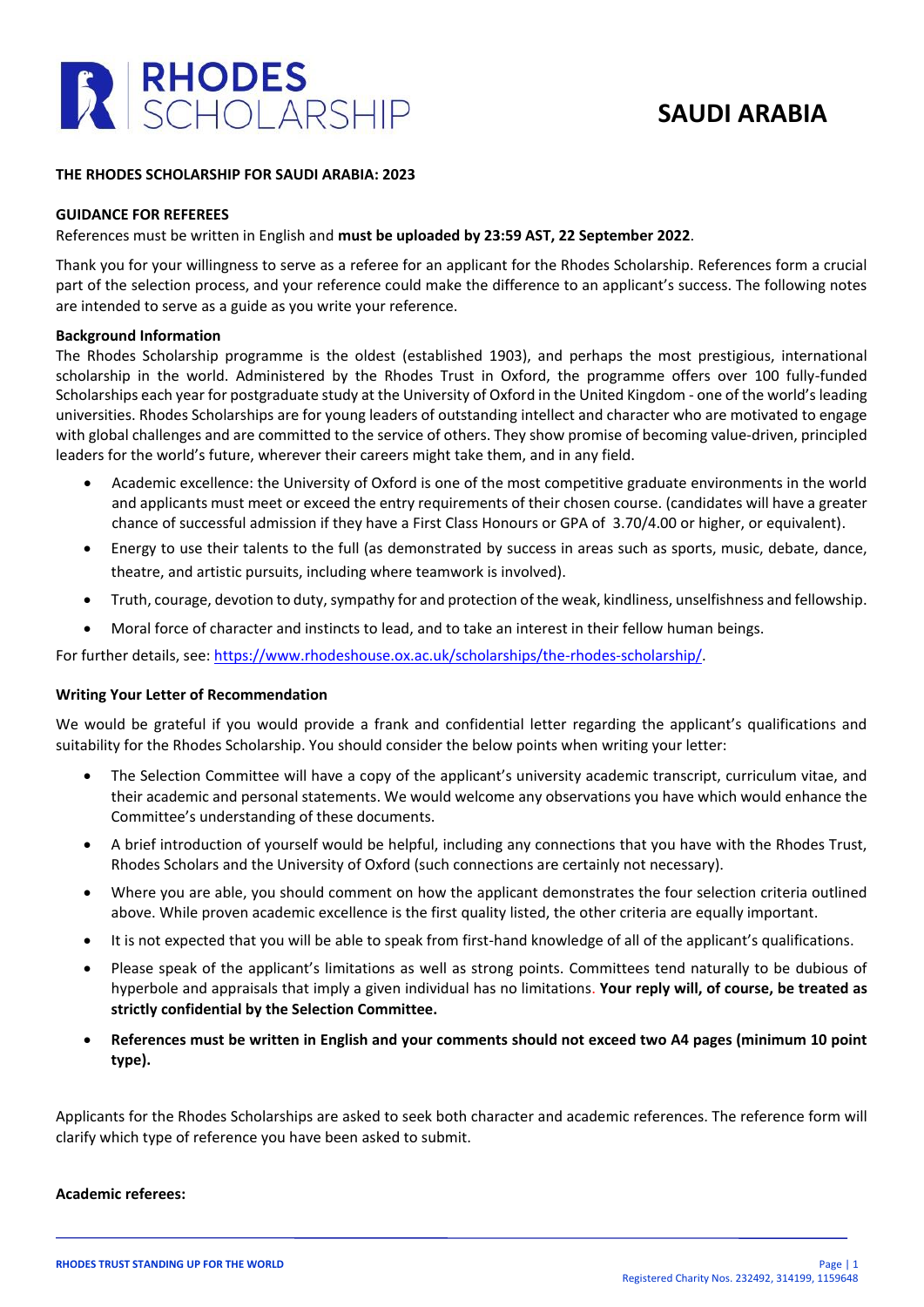# RHODES SCHOLARSHIP

# SAUDI ARABIA

**THE RHODES SCHOLARSHIP FOR SAUDI ARABIA: 2023**

**GUIDANCE FOR REFEREES**

References must be written in English and **must be uploaded by 23:59 AST, 22 September 2022**.

Thank you for your willingness to serve as a referee for an applicant for the Rhodes Scholarship. References form a crucial part of the selection process, and your reference could make the difference to an applicant's success. The following notes are intended to serve as a guide as you write your reference.

**Background Information**

The Rhodes Scholarship programme is the oldest (established 1903), and perhaps the most prestigious, international scholarship in the world. Administered by the Rhodes Trust in Oxford, the programme offers over 100 fully-funded Scholarships each year for postgraduate study at the University of Oxford in the United Kingdom - one of the world's leading universities. Rhodes Scholarships are for young leaders of outstanding intellect and character who are motivated to engage with global challenges and are committed to the service of others. They show promise of becoming value-driven, principled leaders for the world's future, wherever their careers might take them, and in any field.

- Academic excellence: the University of Oxford is one of the most competitive graduate environments in the world and applicants must meet or exceed the entry requirements of their chosen course. (candidates will have a greater chance of successful admission if they have a First Class Honours or GPA of 3.70/4.00 or higher, or equivalent).
- Energy to use their talents to the full (as demonstrated by success in areas such as sports, music, debate, dance, theatre, and artistic pursuits, including where teamwork is involved).
- Truth, courage, devotion to duty, sympathy for and protection of the weak, kindliness, unselfishness and fellowship.
- Moral force of character and instincts to lead, and to take an interest in their fellow human beings.

For further details, see: https://www.rhodeshouse.ox.ac.uk/scholarships/the-rhodes-scholarship/.

**Writing Your Letter of Recommendation**

We would be grateful if you would provide a frank and confidential letter regarding the applicant's qualifications and suitability for the Rhodes Scholarship. You should consider the below points when writing your letter:

- The Selection Committee will have a copy of the applicant's university academic transcript, curriculum vitae, and their academic and personal statements. We would welcome any observations you have which would enhance the Committee's understanding of these documents.
- A brief introduction of yourself would be helpful, including any connections that you have with the Rhodes Trust, Rhodes Scholars and the University of Oxford (such connections are certainly not necessary).
- Where you are able, you should comment on how the applicant demonstrates the four selection criteria outlined above. While proven academic excellence is the first quality listed, the other criteria are equally important.
- It is not expected that you will be able to speak from first-hand knowledge of all of the applicant's qualifications.
- Please speak of the applicant's limitations as well as strong points. Committees tend naturally to be dubious of hyperbole and appraisals that imply a given individual has no limitations. **Your reply will, of course, be treated as strictly confidential by the Selection Committee.**
- **References must be written in English and your comments should not exceed two A4 pages (minimum 10 point type).**

Applicants for the Rhodes Scholarships are asked to seek both character and academic references. The reference form will clarify which type of reference you have been asked to submit.

**Academic referees:**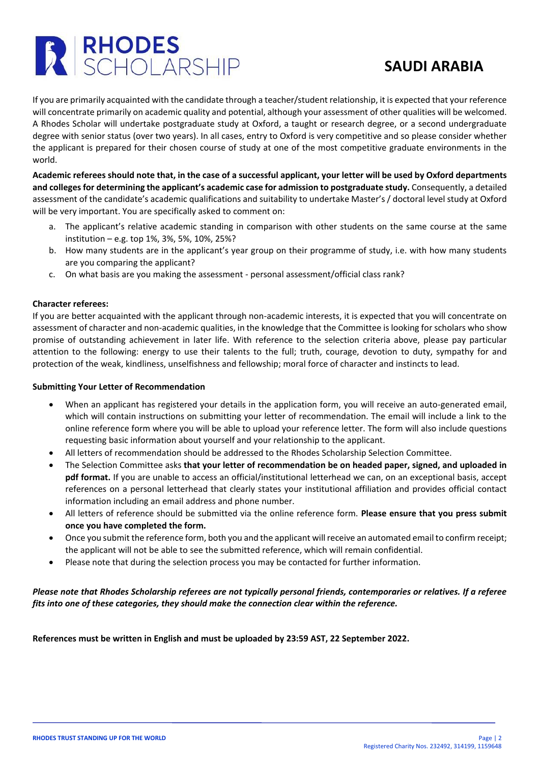If you are primarily acquainted with the candidate through a teacher/student relationship, it is expected that your reference will concentrate primarily on academic quality and potential, although your assessment of other qualities will be welcomed. A Rhodes Scholar will undertake postgraduate study at Oxford, a taught or research degree, or a second undergraduate degree with senior status (over two years). In all cases, entry to Oxford is very competitive and so please consider whether the applicant is prepared for their chosen course of study at one of the most competitive graduate environments in the world.

**Academic referees should note that, in the case of a successful applicant, your letter will be used by Oxford departments and colleges for determining the applicant's academic case for admission to postgraduate study.** Consequently, a detailed assessment of the candidate's academic qualifications and suitability to undertake Master's / doctoral level study at Oxford will be very important. You are specifically asked to comment on:

a. The applicant's relative academic standing in comparison with other students on the same course at the same institution – e.g. top 1%, 3%, 5%, 10%, 25%?
b. How many students are in the applicant's year group on their programme of study, i.e. with how many students are you comparing the applicant?
c. On what basis are you making the assessment - personal assessment/official class rank?

**Character referees:**

If you are better acquainted with the applicant through non-academic interests, it is expected that you will concentrate on assessment of character and non-academic qualities, in the knowledge that the Committee is looking for scholars who show promise of outstanding achievement in later life. With reference to the selection criteria above, please pay particular attention to the following: energy to use their talents to the full; truth, courage, devotion to duty, sympathy for and protection of the weak, kindliness, unselfishness and fellowship; moral force of character and instincts to lead.

**Submitting Your Letter of Recommendation**

- When an applicant has registered your details in the application form, you will receive an auto-generated email, which will contain instructions on submitting your letter of recommendation. The email will include a link to the online reference form where you will be able to upload your reference letter. The form will also include questions requesting basic information about yourself and your relationship to the applicant.
- All letters of recommendation should be addressed to the Rhodes Scholarship Selection Committee.
- The Selection Committee asks **that your letter of recommendation be on headed paper, signed, and uploaded in pdf format.** If you are unable to access an official/institutional letterhead we can, on an exceptional basis, accept references on a personal letterhead that clearly states your institutional affiliation and provides official contact information including an email address and phone number.
- All letters of reference should be submitted via the online reference form. **Please ensure that you press submit once you have completed the form.**
- Once you submit the reference form, both you and the applicant will receive an automated email to confirm receipt; the applicant will not be able to see the submitted reference, which will remain confidential.
- Please note that during the selection process you may be contacted for further information.

***Please note that Rhodes Scholarship referees are not typically personal friends, contemporaries or relatives. If a referee fits into one of these categories, they should make the connection clear within the reference.***

**References must be written in English and must be uploaded by 23:59 AST, 22 September 2022.**